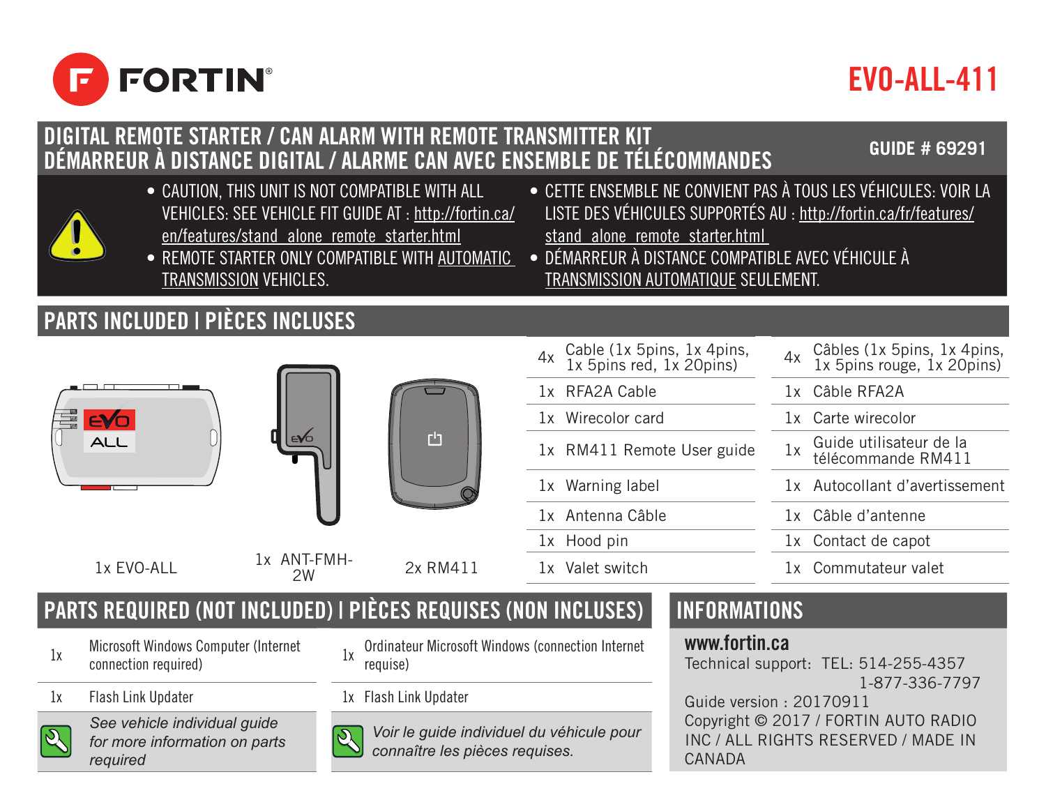FORTIN®

# EVO-ALL-411

## DIGITAL REMOTE STARTER / CAN ALARM WITH REMOTE TRANSMITTER KIT
## DÉMARREUR À DISTANCE DIGITAL / ALARME CAN AVEC ENSEMBLE DE TÉLÉCOMMANDES

**GUIDE # 69291**

- CAUTION, THIS UNIT IS NOT COMPATIBLE WITH ALL VEHICLES: SEE VEHICLE FIT GUIDE AT : http://fortin.ca/en/features/stand_alone_remote_starter.html
- REMOTE STARTER ONLY COMPATIBLE WITH AUTOMATIC TRANSMISSION VEHICLES.

- CETTE ENSEMBLE NE CONVIENT PAS À TOUS LES VÉHICULES: VOIR LA LISTE DES VÉHICULES SUPPORTÉS AU : http://fortin.ca/fr/features/stand_alone_remote_starter.html
- DÉMARREUR À DISTANCE COMPATIBLE AVEC VÉHICULE À TRANSMISSION AUTOMATIQUE SEULEMENT.

## PARTS INCLUDED | PIÈCES INCLUSES

1x EVO-ALL

1x ANT-FMH-2W

2x RM411

| | | | |
|---|---|---|---|
| 4x | Cable (1x 5pins, 1x 4pins, 1x 5pins red, 1x 20pins) | 4x | Câbles (1x 5pins, 1x 4pins, 1x 5pins rouge, 1x 20pins) |
| 1x | RFA2A Cable | 1x | Câble RFA2A |
| 1x | Wirecolor card | 1x | Carte wirecolor |
| 1x | RM411 Remote User guide | 1x | Guide utilisateur de la télécommande RM411 |
| 1x | Warning label | 1x | Autocollant d'avertissement |
| 1x | Antenna Câble | 1x | Câble d'antenne |
| 1x | Hood pin | 1x | Contact de capot |
| 1x | Valet switch | 1x | Commutateur valet |

## PARTS REQUIRED (NOT INCLUDED) | PIÈCES REQUISES (NON INCLUSES)

| | | | |
|---|---|---|---|
| 1x | Microsoft Windows Computer (Internet connection required) | 1x | Ordinateur Microsoft Windows (connection Internet requise) |
| 1x | Flash Link Updater | 1x | Flash Link Updater |

*See vehicle individual guide for more information on parts required*

*Voir le guide individuel du véhicule pour connaître les pièces requises.*

## INFORMATIONS

**www.fortin.ca**

Technical support: TEL: 514-255-4357
1-877-336-7797

Guide version : 20170911

Copyright © 2017 / FORTIN AUTO RADIO INC / ALL RIGHTS RESERVED / MADE IN CANADA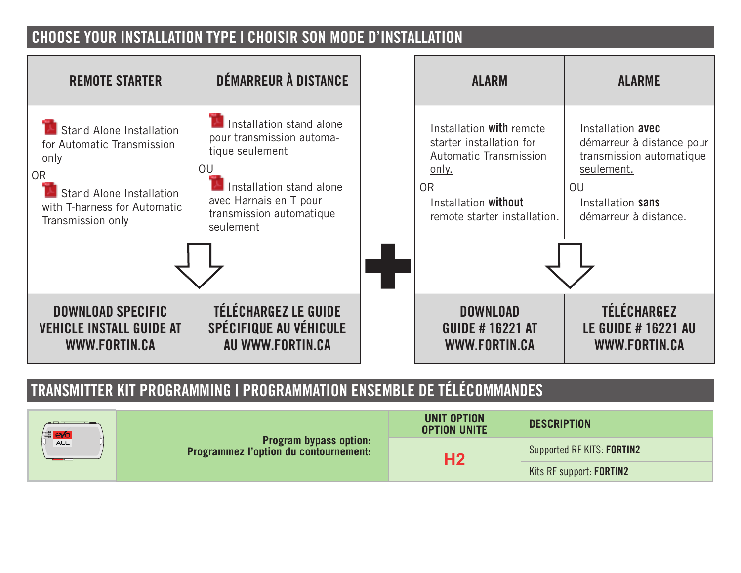## CHOOSE YOUR INSTALLATION TYPE | CHOISIR SON MODE D'INSTALLATION

| REMOTE STARTER | DÉMARREUR À DISTANCE |
|---|---|
| Stand Alone Installation for Automatic Transmission only<br>OR<br>Stand Alone Installation with T-harness for Automatic Transmission only | Installation stand alone pour transmission automatique seulement<br>OU<br>Installation stand alone avec Harnais en T pour transmission automatique seulement |
| **DOWNLOAD SPECIFIC VEHICLE INSTALL GUIDE AT WWW.FORTIN.CA** | **TÉLÉCHARGEZ LE GUIDE SPÉCIFIQUE AU VÉHICULE AU WWW.FORTIN.CA** |

**+**

| ALARM | ALARME |
|---|---|
| Installation **with** remote starter installation for Automatic Transmission only.<br>OR<br>Installation **without** remote starter installation. | Installation **avec** démarreur à distance pour transmission automatique seulement.<br>OU<br>Installation **sans** démarreur à distance. |
| **DOWNLOAD GUIDE # 16221 AT WWW.FORTIN.CA** | **TÉLÉCHARGEZ LE GUIDE # 16221 AU WWW.FORTIN.CA** |

## TRANSMITTER KIT PROGRAMMING | PROGRAMMATION ENSEMBLE DE TÉLÉCOMMANDES

| Program bypass option: Programmez l'option du contournement: | UNIT OPTION OPTION UNITE | DESCRIPTION |
|---|---|---|
| | **H2** | Supported RF KITS: **FORTIN2** |
| | | Kits RF support: **FORTIN2** |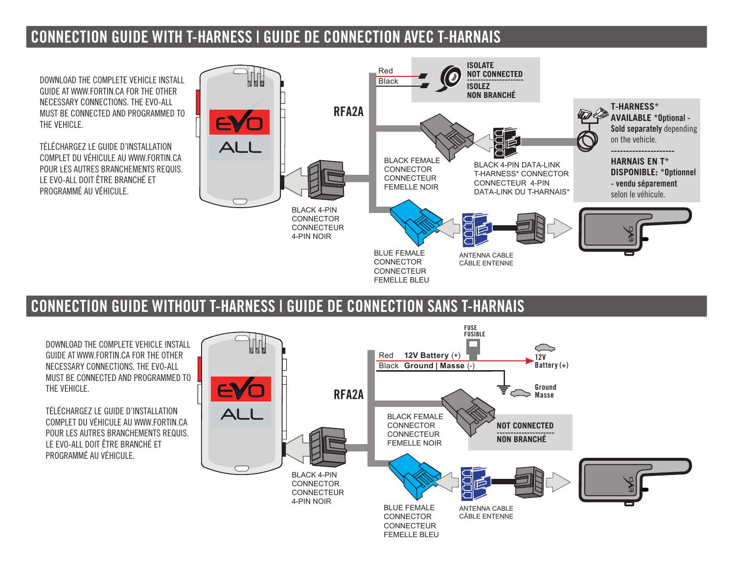## CONNECTION GUIDE WITH T-HARNESS | GUIDE DE CONNECTION AVEC T-HARNAIS

DOWNLOAD THE COMPLETE VEHICLE INSTALL GUIDE AT WWW.FORTIN.CA FOR THE OTHER NECESSARY CONNECTIONS. THE EVO-ALL MUST BE CONNECTED AND PROGRAMMED TO THE VEHICLE.

TÉLÉCHARGEZ LE GUIDE D'INSTALLATION COMPLET DU VÉHICULE AU WWW.FORTIN.CA POUR LES AUTRES BRANCHEMENTS REQUIS. LE EVO-ALL DOIT ÊTRE BRANCHÉ ET PROGRAMMÉ AU VÉHICULE.

EVO ALL

RFA2A

Red
Black

**ISOLATE NOT CONNECTED**
**ISOLEZ NON BRANCHÉ**

BLACK FEMALE CONNECTOR
CONNECTEUR FEMELLE NOIR

BLACK 4-PIN DATA-LINK T-HARNESS* CONNECTOR
CONNECTEUR 4-PIN DATA-LINK DU T-HARNAIS*

**T-HARNESS* AVAILABLE** ***Optional - Sold separately** depending on the vehicle.

**HARNAIS EN T* DISPONIBLE:** ***Optionnel - vendu séparement** selon le véhicule.

BLACK 4-PIN CONNECTOR
CONNECTEUR 4-PIN NOIR

BLUE FEMALE CONNECTOR
CONNECTEUR FEMELLE BLEU

ANTENNA CABLE
CÂBLE ENTENNE

## CONNECTION GUIDE WITHOUT T-HARNESS | GUIDE DE CONNECTION SANS T-HARNAIS

DOWNLOAD THE COMPLETE VEHICLE INSTALL GUIDE AT WWW.FORTIN.CA FOR THE OTHER NECESSARY CONNECTIONS. THE EVO-ALL MUST BE CONNECTED AND PROGRAMMED TO THE VEHICLE.

TÉLÉCHARGEZ LE GUIDE D'INSTALLATION COMPLET DU VÉHICULE AU WWW.FORTIN.CA POUR LES AUTRES BRANCHEMENTS REQUIS. LE EVO-ALL DOIT ÊTRE BRANCHÉ ET PROGRAMMÉ AU VÉHICULE.

EVO ALL

RFA2A

FUSE
FUSIBLE

Red **12V Battery** (+)
Black **Ground | Masse** (-)

**12V Battery (+)**

**Ground Masse**

BLACK FEMALE CONNECTOR
CONNECTEUR FEMELLE NOIR

**NOT CONNECTED**
**NON BRANCHÉ**

BLACK 4-PIN CONNECTOR
CONNECTEUR 4-PIN NOIR

BLUE FEMALE CONNECTOR
CONNECTEUR FEMELLE BLEU

ANTENNA CABLE
CÂBLE ENTENNE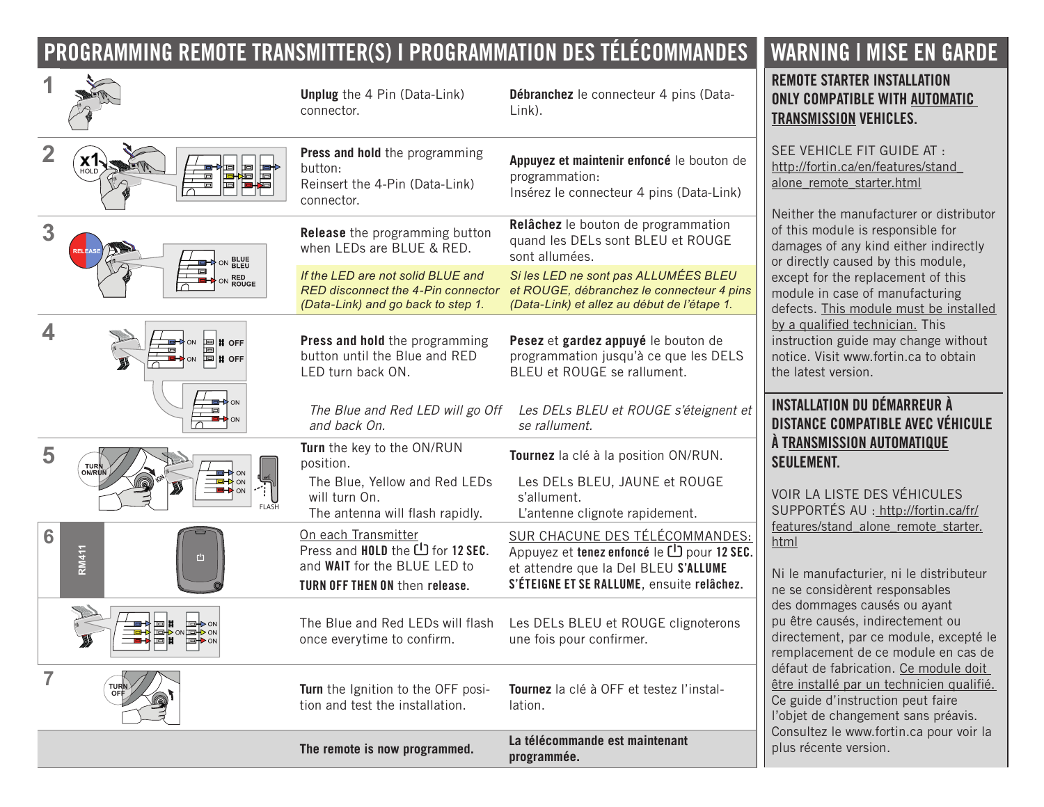## PROGRAMMING REMOTE TRANSMITTER(S) I PROGRAMMATION DES TÉLÉCOMMANDES

| | | |
|---|---|---|
| **1** | **Unplug** the 4 Pin (Data-Link) connector. | **Débranchez** le connecteur 4 pins (Data-Link). |
| **2** (x1 HOLD) | **Press and hold** the programming button: Reinsert the 4-Pin (Data-Link) connector. | **Appuyez et maintenir enfoncé** le bouton de programmation: Insérez le connecteur 4 pins (Data-Link) |
| **3** (RELEASE; ON BLUE BLEU; ON RED ROUGE) | **Release** the programming button when LEDs are BLUE & RED. | **Relâchez** le bouton de programmation quand les DELs sont BLEU et ROUGE sont allumées. |
| | *If the LED are not solid BLUE and RED disconnect the 4-Pin connector (Data-Link) and go back to step 1.* | *Si les LED ne sont pas ALLUMÉES BLEU et ROUGE, débranchez le connecteur 4 pins (Data-Link) et allez au début de l'étape 1.* |
| **4** (ON OFF; ON OFF; ON; ON) | **Press and hold** the programming button until the Blue and RED LED turn back ON. | **Pesez** et **gardez appuyé** le bouton de programmation jusqu'à ce que les DELS BLEU et ROUGE se rallument. |
| | *The Blue and Red LED will go Off and back On.* | *Les DELs BLEU et ROUGE s'éteignent et se rallument.* |
| **5** (TURN ON/RUN; ON; ON; ON; FLASH) | **Turn** the key to the ON/RUN position. The Blue, Yellow and Red LEDs will turn On. The antenna will flash rapidly. | **Tournez** la clé à la position ON/RUN. Les DELs BLEU, JAUNE et ROUGE s'allument. L'antenne clignote rapidement. |
| **6** (RM411) | <u>On each Transmitter</u> Press and **HOLD** the ⏻ for **12 SEC.** and **WAIT** for the BLUE LED to **TURN OFF THEN ON** then **release.** | <u>SUR CHACUNE DES TÉLÉCOMMANDES:</u> Appuyez et **tenez enfoncé** le ⏻ pour **12 SEC.** et attendre que la Del BLEU **S'ALLUME S'ÉTEIGNE ET SE RALLUME**, ensuite **relâchez.** |
| (ON; ON; ON) | The Blue and Red LEDs will flash once everytime to confirm. | Les DELs BLEU et ROUGE clignoterons une fois pour confirmer. |
| **7** (TURN OFF) | **Turn** the Ignition to the OFF position and test the installation. | **Tournez** la clé à OFF et testez l'installation. |
| | **The remote is now programmed.** | **La télécommande est maintenant programmée.** |

## WARNING I MISE EN GARDE

**REMOTE STARTER INSTALLATION ONLY COMPATIBLE WITH <u>AUTOMATIC TRANSMISSION</u> VEHICLES.**

SEE VEHICLE FIT GUIDE AT : <u>http://fortin.ca/en/features/stand_alone_remote_starter.html</u>

Neither the manufacturer or distributor of this module is responsible for damages of any kind either indirectly or directly caused by this module, except for the replacement of this module in case of manufacturing defects. <u>This module must be installed by a qualified technician.</u> This instruction guide may change without notice. Visit www.fortin.ca to obtain the latest version.

**INSTALLATION DU DÉMARREUR À DISTANCE COMPATIBLE AVEC VÉHICULE À <u>TRANSMISSION AUTOMATIQUE</u> SEULEMENT.**

VOIR LA LISTE DES VÉHICULES SUPPORTÉS AU : <u>http://fortin.ca/fr/features/stand_alone_remote_starter.html</u>

Ni le manufacturier, ni le distributeur ne se considèrent responsables des dommages causés ou ayant pu être causés, indirectement ou directement, par ce module, excepté le remplacement de ce module en cas de défaut de fabrication. <u>Ce module doit être installé par un technicien qualifié.</u> Ce guide d'instruction peut faire l'objet de changement sans préavis. Consultez le www.fortin.ca pour voir la plus récente version.